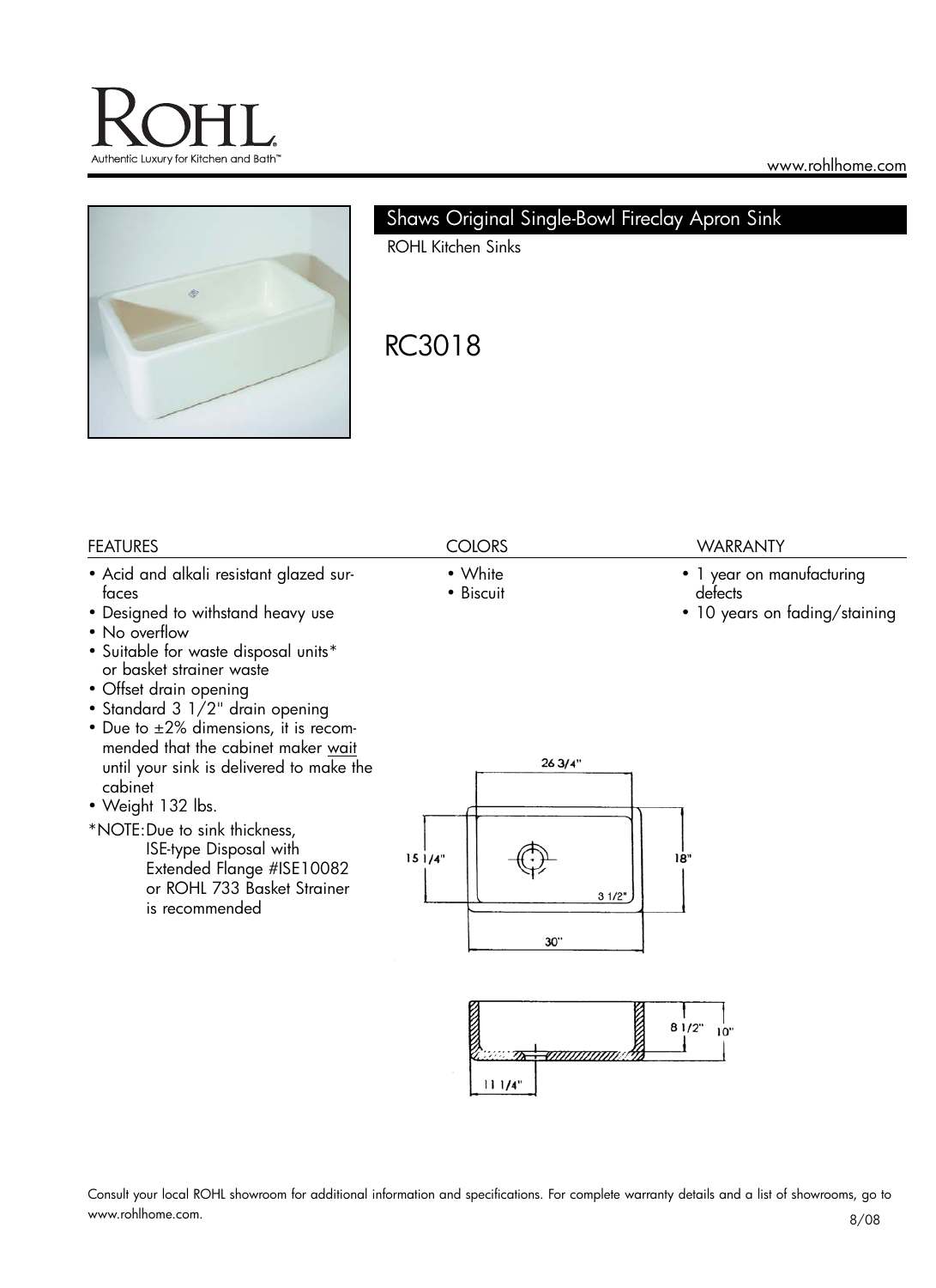# ROHL

Authentic Luxury for Kitchen and Bath™

www.rohlhome.com

## Shaws Original Single-Bowl Fireclay Apron Sink

ROHL Kitchen Sinks

# RC3018

### FEATURES

- Acid and alkali resistant glazed surfaces
- Designed to withstand heavy use
- No overflow
- Suitable for waste disposal units* or basket strainer waste
- Offset drain opening
- Standard 3 1/2" drain opening
- Due to ±2% dimensions, it is recommended that the cabinet maker wait until your sink is delivered to make the cabinet
- Weight 132 lbs.

*NOTE: Due to sink thickness, ISE-type Disposal with Extended Flange #ISE10082 or ROHL 733 Basket Strainer is recommended

### COLORS

- White
- Biscuit

### WARRANTY

- 1 year on manufacturing defects
- 10 years on fading/staining

26 3/4"

15 1/4"

18"

3 1/2"

30"

8 1/2"

10"

11 1/4"

Consult your local ROHL showroom for additional information and specifications. For complete warranty details and a list of showrooms, go to www.rohlhome.com.

8/08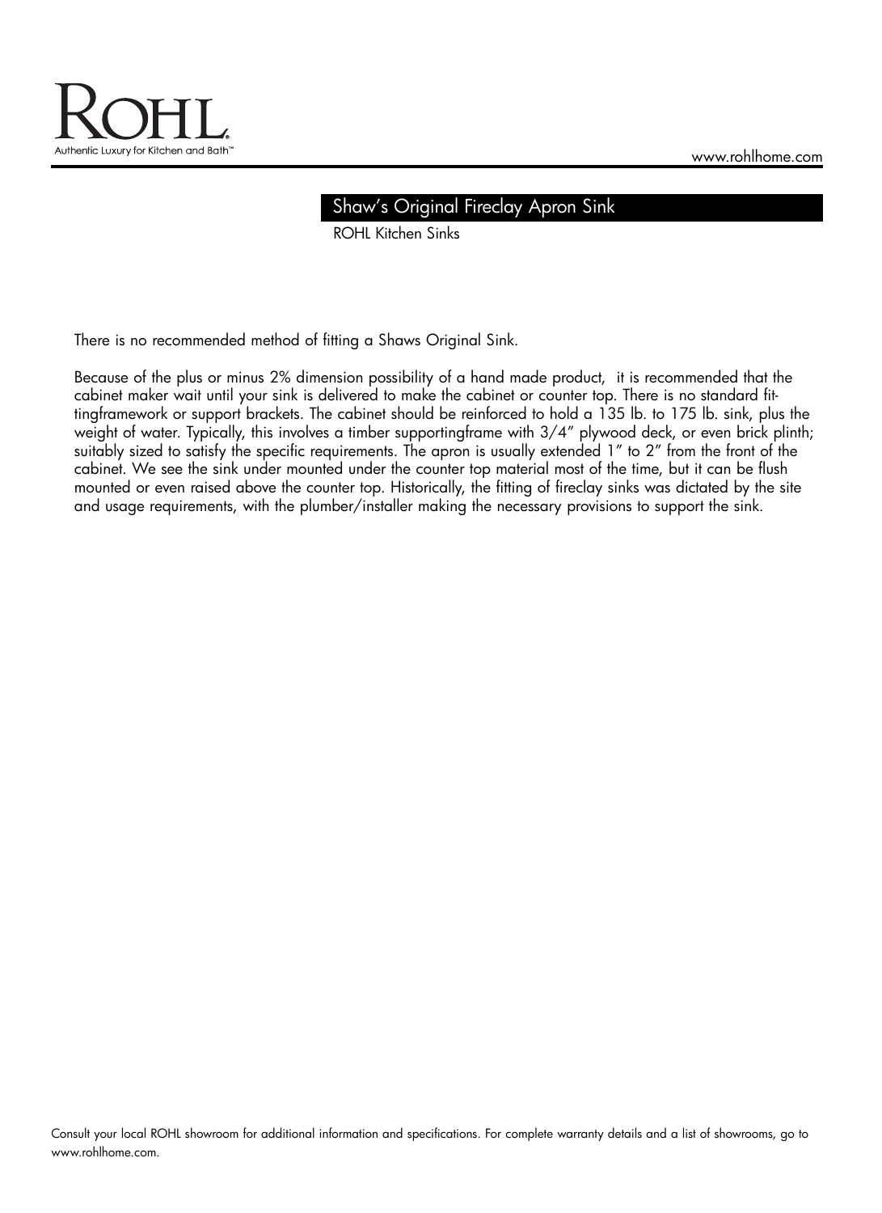## Shaw's Original Fireclay Apron Sink

ROHL Kitchen Sinks

There is no recommended method of fitting a Shaws Original Sink.

Because of the plus or minus 2% dimension possibility of a hand made product, it is recommended that the cabinet maker wait until your sink is delivered to make the cabinet or counter top. There is no standard fittingframework or support brackets. The cabinet should be reinforced to hold a 135 lb. to 175 lb. sink, plus the weight of water. Typically, this involves a timber supportingframe with 3/4" plywood deck, or even brick plinth; suitably sized to satisfy the specific requirements. The apron is usually extended 1" to 2" from the front of the cabinet. We see the sink under mounted under the counter top material most of the time, but it can be flush mounted or even raised above the counter top. Historically, the fitting of fireclay sinks was dictated by the site and usage requirements, with the plumber/installer making the necessary provisions to support the sink.

Consult your local ROHL showroom for additional information and specifications. For complete warranty details and a list of showrooms, go to www.rohlhome.com.